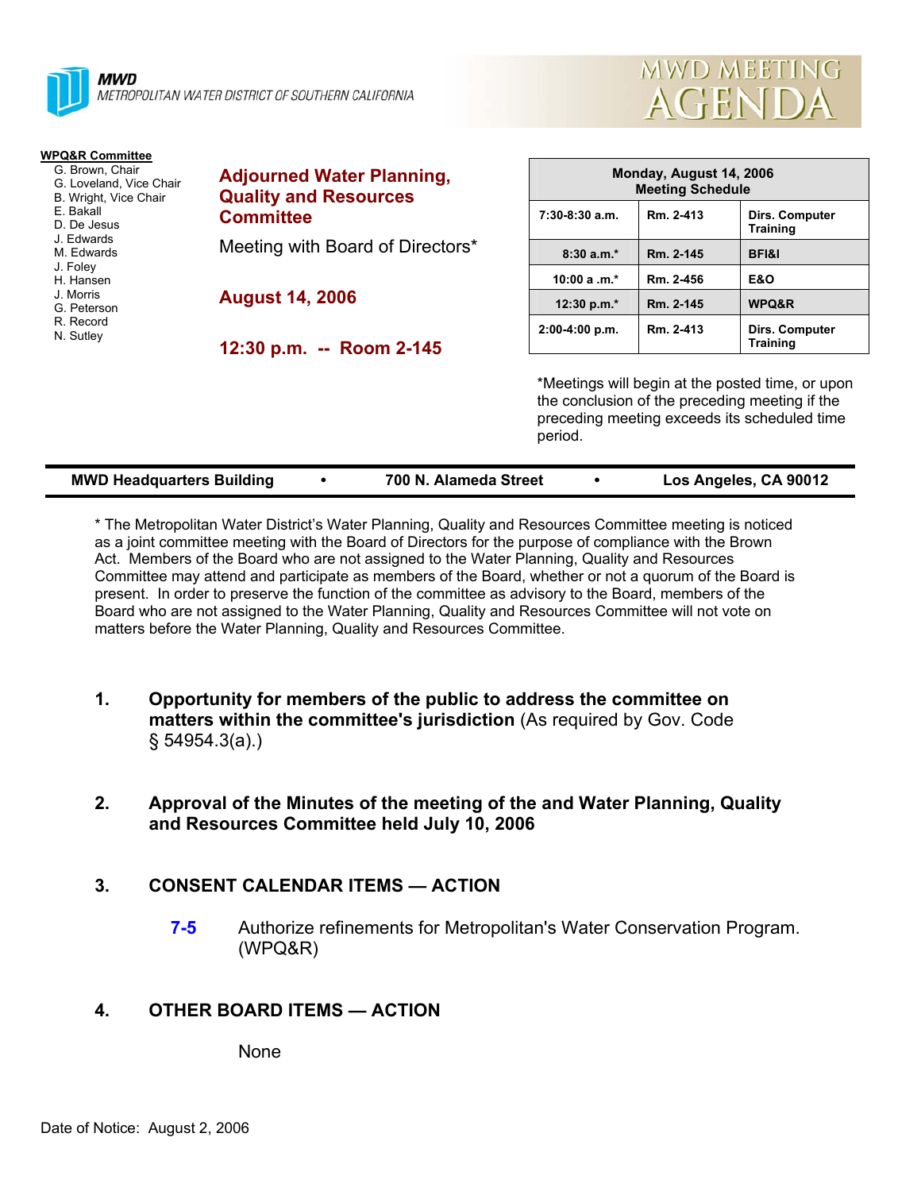**MWD**
METROPOLITAN WATER DISTRICT OF SOUTHERN CALIFORNIA

# MWD MEETING AGENDA

**WPQ&R Committee**
- G. Brown, Chair
- G. Loveland, Vice Chair
- B. Wright, Vice Chair
- E. Bakall
- D. De Jesus
- J. Edwards
- M. Edwards
- J. Foley
- H. Hansen
- J. Morris
- G. Peterson
- R. Record
- N. Sutley

## Adjourned Water Planning, Quality and Resources Committee

Meeting with Board of Directors*

**August 14, 2006**

**12:30 p.m. -- Room 2-145**

| Monday, August 14, 2006 Meeting Schedule | | |
|---|---|---|
| 7:30-8:30 a.m. | Rm. 2-413 | Dirs. Computer Training |
| 8:30 a.m.* | Rm. 2-145 | BFI&I |
| 10:00 a .m.* | Rm. 2-456 | E&O |
| 12:30 p.m.* | Rm. 2-145 | WPQ&R |
| 2:00-4:00 p.m. | Rm. 2-413 | Dirs. Computer Training |

*Meetings will begin at the posted time, or upon the conclusion of the preceding meeting if the preceding meeting exceeds its scheduled time period.

**MWD Headquarters Building • 700 N. Alameda Street • Los Angeles, CA 90012**

* The Metropolitan Water District's Water Planning, Quality and Resources Committee meeting is noticed as a joint committee meeting with the Board of Directors for the purpose of compliance with the Brown Act. Members of the Board who are not assigned to the Water Planning, Quality and Resources Committee may attend and participate as members of the Board, whether or not a quorum of the Board is present. In order to preserve the function of the committee as advisory to the Board, members of the Board who are not assigned to the Water Planning, Quality and Resources Committee will not vote on matters before the Water Planning, Quality and Resources Committee.

1. **Opportunity for members of the public to address the committee on matters within the committee's jurisdiction** (As required by Gov. Code § 54954.3(a).)

2. **Approval of the Minutes of the meeting of the and Water Planning, Quality and Resources Committee held July 10, 2006**

3. **CONSENT CALENDAR ITEMS — ACTION**

   **7-5** Authorize refinements for Metropolitan's Water Conservation Program. (WPQ&R)

4. **OTHER BOARD ITEMS — ACTION**

   None

Date of Notice: August 2, 2006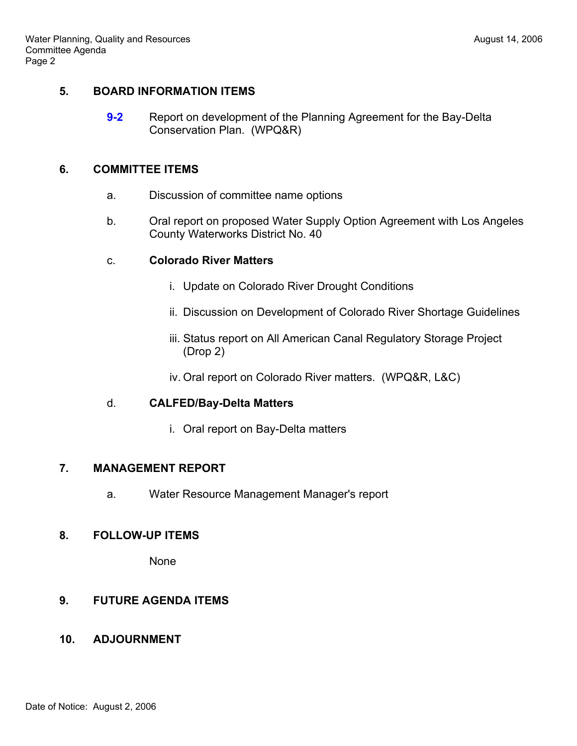## 5. BOARD INFORMATION ITEMS

**9-2** Report on development of the Planning Agreement for the Bay-Delta Conservation Plan. (WPQ&R)

## 6. COMMITTEE ITEMS

a. Discussion of committee name options

b. Oral report on proposed Water Supply Option Agreement with Los Angeles County Waterworks District No. 40

c. **Colorado River Matters**

   i. Update on Colorado River Drought Conditions

   ii. Discussion on Development of Colorado River Shortage Guidelines

   iii. Status report on All American Canal Regulatory Storage Project (Drop 2)

   iv. Oral report on Colorado River matters. (WPQ&R, L&C)

d. **CALFED/Bay-Delta Matters**

   i. Oral report on Bay-Delta matters

## 7. MANAGEMENT REPORT

a. Water Resource Management Manager's report

## 8. FOLLOW-UP ITEMS

None

## 9. FUTURE AGENDA ITEMS

## 10. ADJOURNMENT

Date of Notice: August 2, 2006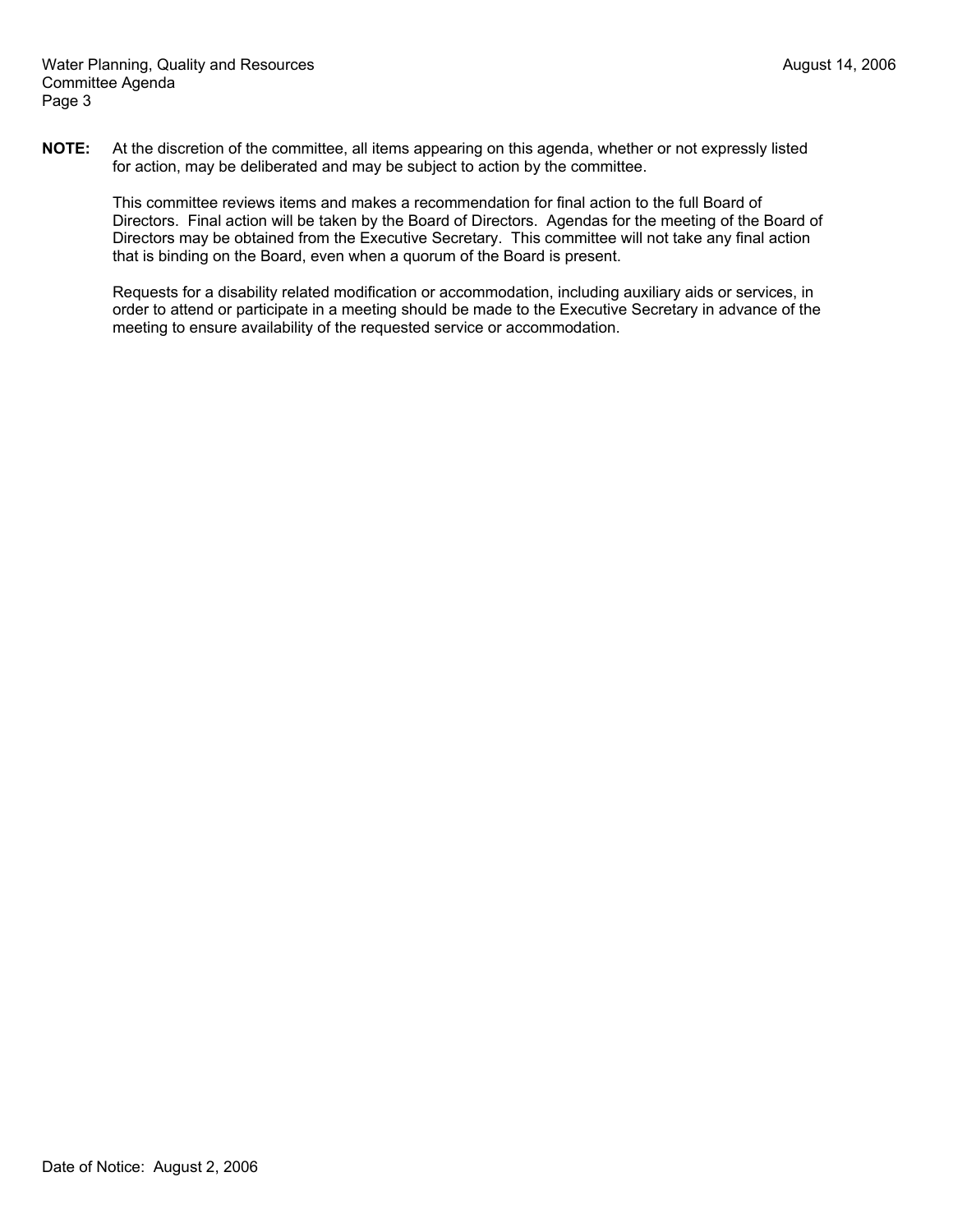**NOTE:** At the discretion of the committee, all items appearing on this agenda, whether or not expressly listed for action, may be deliberated and may be subject to action by the committee.

This committee reviews items and makes a recommendation for final action to the full Board of Directors. Final action will be taken by the Board of Directors. Agendas for the meeting of the Board of Directors may be obtained from the Executive Secretary. This committee will not take any final action that is binding on the Board, even when a quorum of the Board is present.

Requests for a disability related modification or accommodation, including auxiliary aids or services, in order to attend or participate in a meeting should be made to the Executive Secretary in advance of the meeting to ensure availability of the requested service or accommodation.

Date of Notice: August 2, 2006